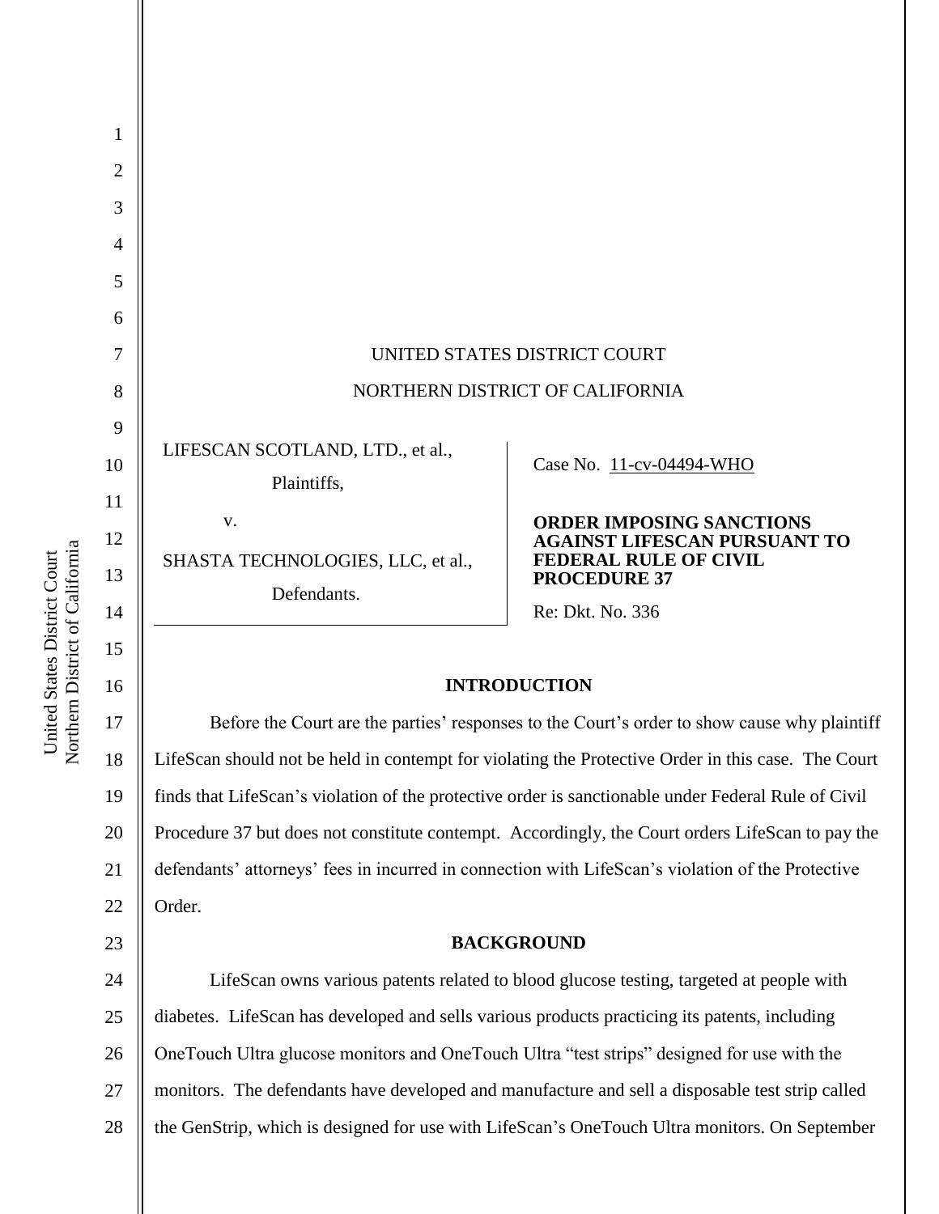UNITED STATES DISTRICT COURT

NORTHERN DISTRICT OF CALIFORNIA

| | |
|---|---|
| LIFESCAN SCOTLAND, LTD., et al.,<br>Plaintiffs,<br>v.<br>SHASTA TECHNOLOGIES, LLC, et al.,<br>Defendants. | Case No. 11-cv-04494-WHO<br><br>**ORDER IMPOSING SANCTIONS AGAINST LIFESCAN PURSUANT TO FEDERAL RULE OF CIVIL PROCEDURE 37**<br><br>Re: Dkt. No. 336 |

## INTRODUCTION

Before the Court are the parties' responses to the Court's order to show cause why plaintiff LifeScan should not be held in contempt for violating the Protective Order in this case. The Court finds that LifeScan's violation of the protective order is sanctionable under Federal Rule of Civil Procedure 37 but does not constitute contempt. Accordingly, the Court orders LifeScan to pay the defendants' attorneys' fees in incurred in connection with LifeScan's violation of the Protective Order.

## BACKGROUND

LifeScan owns various patents related to blood glucose testing, targeted at people with diabetes. LifeScan has developed and sells various products practicing its patents, including OneTouch Ultra glucose monitors and OneTouch Ultra "test strips" designed for use with the monitors. The defendants have developed and manufacture and sell a disposable test strip called the GenStrip, which is designed for use with LifeScan's OneTouch Ultra monitors. On September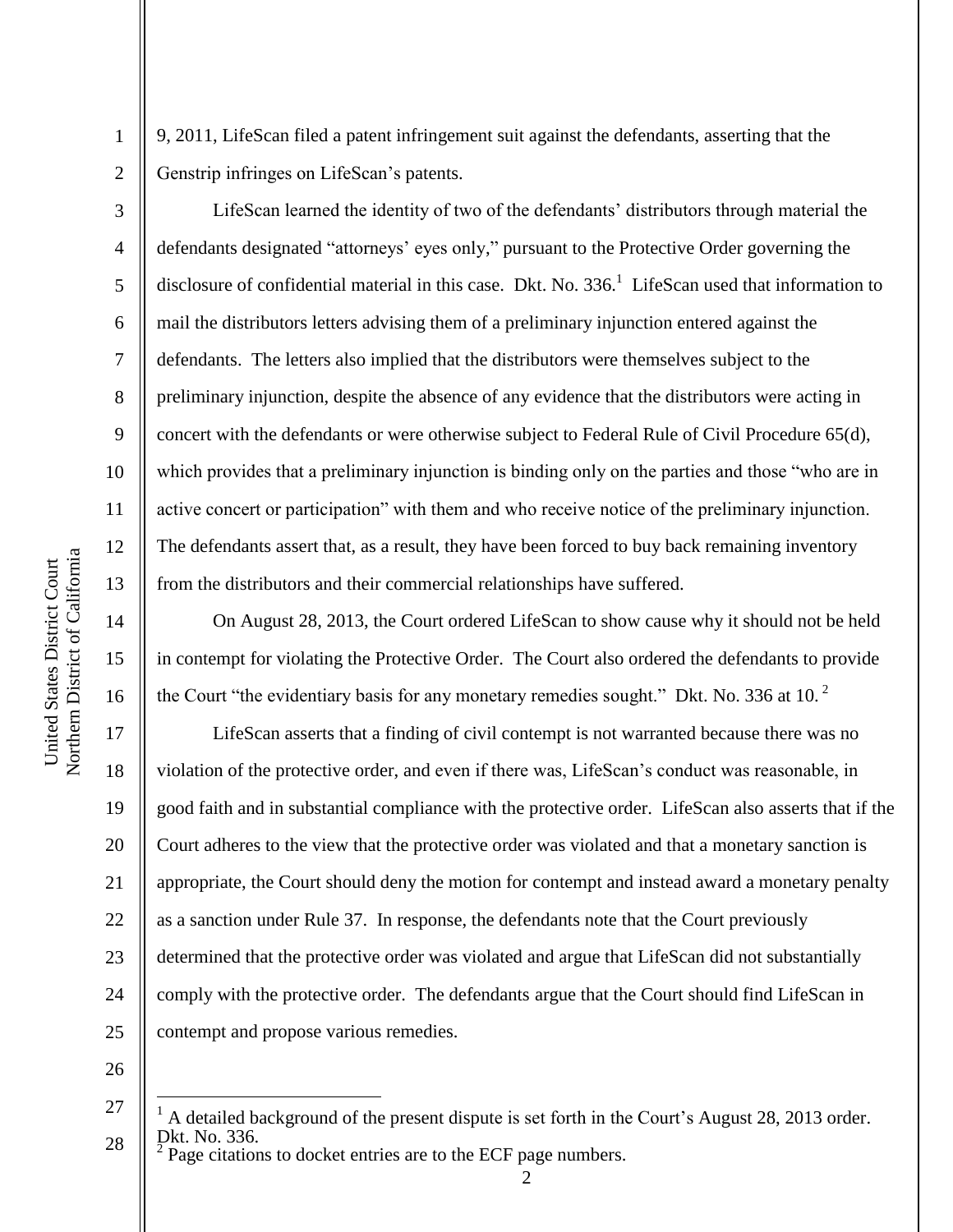9, 2011, LifeScan filed a patent infringement suit against the defendants, asserting that the Genstrip infringes on LifeScan's patents.

LifeScan learned the identity of two of the defendants' distributors through material the defendants designated "attorneys' eyes only," pursuant to the Protective Order governing the disclosure of confidential material in this case. Dkt. No. 336.[1] LifeScan used that information to mail the distributors letters advising them of a preliminary injunction entered against the defendants. The letters also implied that the distributors were themselves subject to the preliminary injunction, despite the absence of any evidence that the distributors were acting in concert with the defendants or were otherwise subject to Federal Rule of Civil Procedure 65(d), which provides that a preliminary injunction is binding only on the parties and those "who are in active concert or participation" with them and who receive notice of the preliminary injunction. The defendants assert that, as a result, they have been forced to buy back remaining inventory from the distributors and their commercial relationships have suffered.

On August 28, 2013, the Court ordered LifeScan to show cause why it should not be held in contempt for violating the Protective Order. The Court also ordered the defendants to provide the Court "the evidentiary basis for any monetary remedies sought." Dkt. No. 336 at 10.[2]

LifeScan asserts that a finding of civil contempt is not warranted because there was no violation of the protective order, and even if there was, LifeScan's conduct was reasonable, in good faith and in substantial compliance with the protective order. LifeScan also asserts that if the Court adheres to the view that the protective order was violated and that a monetary sanction is appropriate, the Court should deny the motion for contempt and instead award a monetary penalty as a sanction under Rule 37. In response, the defendants note that the Court previously determined that the protective order was violated and argue that LifeScan did not substantially comply with the protective order. The defendants argue that the Court should find LifeScan in contempt and propose various remedies.

[1] A detailed background of the present dispute is set forth in the Court's August 28, 2013 order. Dkt. No. 336.

[2] Page citations to docket entries are to the ECF page numbers.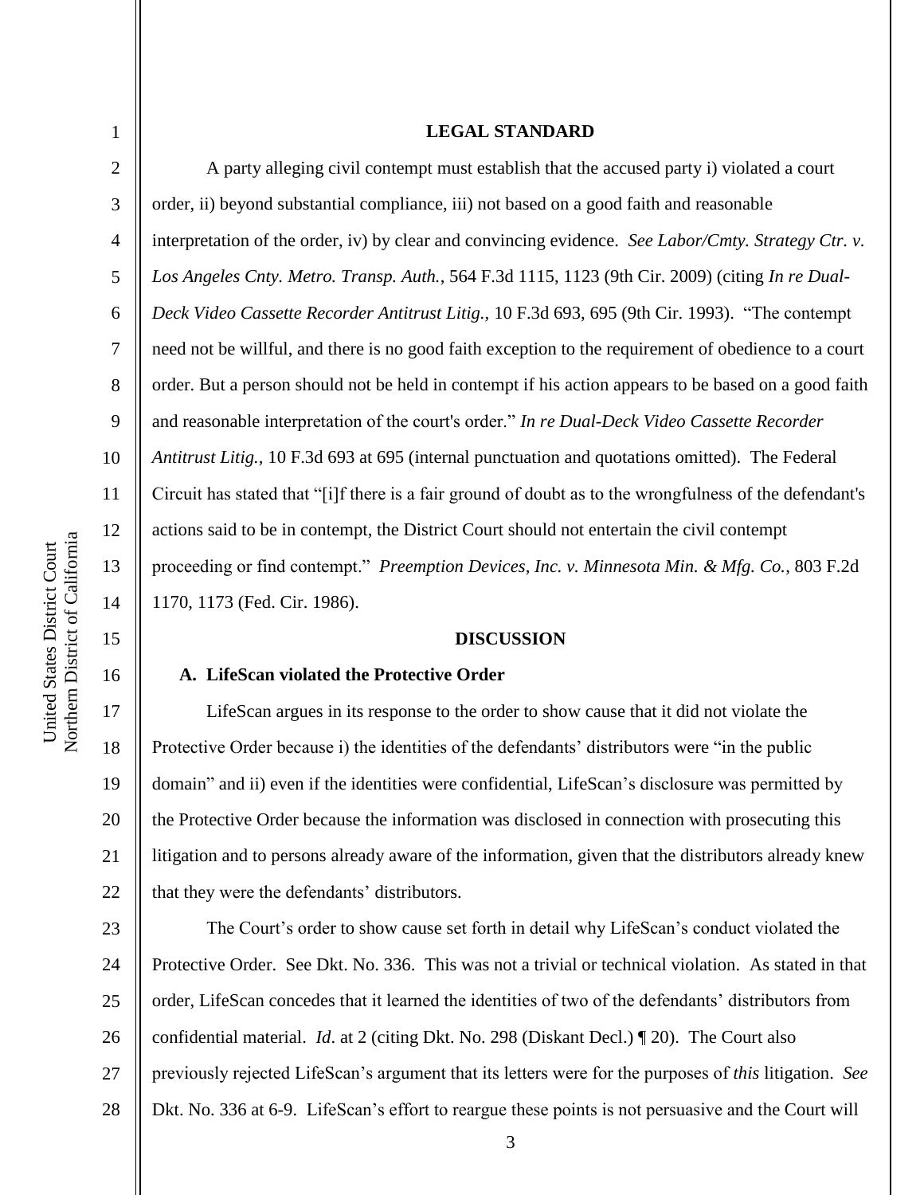## LEGAL STANDARD

A party alleging civil contempt must establish that the accused party i) violated a court order, ii) beyond substantial compliance, iii) not based on a good faith and reasonable interpretation of the order, iv) by clear and convincing evidence. *See Labor/Cmty. Strategy Ctr. v. Los Angeles Cnty. Metro. Transp. Auth.*, 564 F.3d 1115, 1123 (9th Cir. 2009) (citing *In re Dual-Deck Video Cassette Recorder Antitrust Litig.*, 10 F.3d 693, 695 (9th Cir. 1993). "The contempt need not be willful, and there is no good faith exception to the requirement of obedience to a court order. But a person should not be held in contempt if his action appears to be based on a good faith and reasonable interpretation of the court's order." *In re Dual-Deck Video Cassette Recorder Antitrust Litig.*, 10 F.3d 693 at 695 (internal punctuation and quotations omitted). The Federal Circuit has stated that "[i]f there is a fair ground of doubt as to the wrongfulness of the defendant's actions said to be in contempt, the District Court should not entertain the civil contempt proceeding or find contempt." *Preemption Devices, Inc. v. Minnesota Min. & Mfg. Co.*, 803 F.2d 1170, 1173 (Fed. Cir. 1986).

## DISCUSSION

### A. LifeScan violated the Protective Order

LifeScan argues in its response to the order to show cause that it did not violate the Protective Order because i) the identities of the defendants' distributors were "in the public domain" and ii) even if the identities were confidential, LifeScan's disclosure was permitted by the Protective Order because the information was disclosed in connection with prosecuting this litigation and to persons already aware of the information, given that the distributors already knew that they were the defendants' distributors.

The Court's order to show cause set forth in detail why LifeScan's conduct violated the Protective Order. See Dkt. No. 336. This was not a trivial or technical violation. As stated in that order, LifeScan concedes that it learned the identities of two of the defendants' distributors from confidential material. *Id*. at 2 (citing Dkt. No. 298 (Diskant Decl.) ¶ 20). The Court also previously rejected LifeScan's argument that its letters were for the purposes of *this* litigation. *See* Dkt. No. 336 at 6-9. LifeScan's effort to reargue these points is not persuasive and the Court will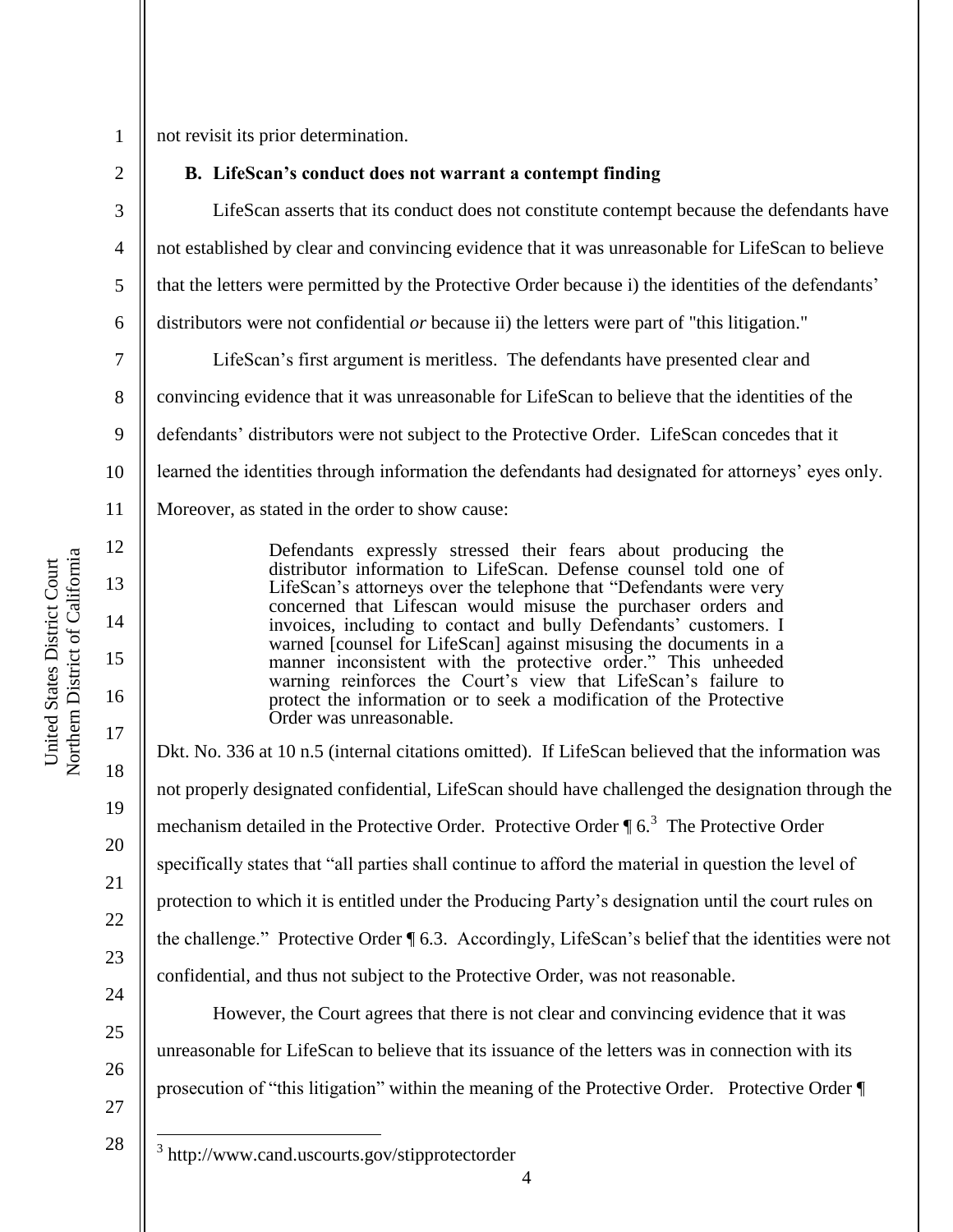not revisit its prior determination.

**B. LifeScan's conduct does not warrant a contempt finding**

LifeScan asserts that its conduct does not constitute contempt because the defendants have not established by clear and convincing evidence that it was unreasonable for LifeScan to believe that the letters were permitted by the Protective Order because i) the identities of the defendants' distributors were not confidential *or* because ii) the letters were part of "this litigation."

LifeScan's first argument is meritless. The defendants have presented clear and convincing evidence that it was unreasonable for LifeScan to believe that the identities of the defendants' distributors were not subject to the Protective Order. LifeScan concedes that it learned the identities through information the defendants had designated for attorneys' eyes only. Moreover, as stated in the order to show cause:

> Defendants expressly stressed their fears about producing the distributor information to LifeScan. Defense counsel told one of LifeScan's attorneys over the telephone that "Defendants were very concerned that Lifescan would misuse the purchaser orders and invoices, including to contact and bully Defendants' customers. I warned [counsel for LifeScan] against misusing the documents in a manner inconsistent with the protective order." This unheeded warning reinforces the Court's view that LifeScan's failure to protect the information or to seek a modification of the Protective Order was unreasonable.

Dkt. No. 336 at 10 n.5 (internal citations omitted). If LifeScan believed that the information was not properly designated confidential, LifeScan should have challenged the designation through the mechanism detailed in the Protective Order. Protective Order ¶ 6.[3] The Protective Order specifically states that "all parties shall continue to afford the material in question the level of protection to which it is entitled under the Producing Party's designation until the court rules on the challenge." Protective Order ¶ 6.3. Accordingly, LifeScan's belief that the identities were not confidential, and thus not subject to the Protective Order, was not reasonable.

However, the Court agrees that there is not clear and convincing evidence that it was unreasonable for LifeScan to believe that its issuance of the letters was in connection with its prosecution of "this litigation" within the meaning of the Protective Order. Protective Order ¶

[3] http://www.cand.uscourts.gov/stipprotectorder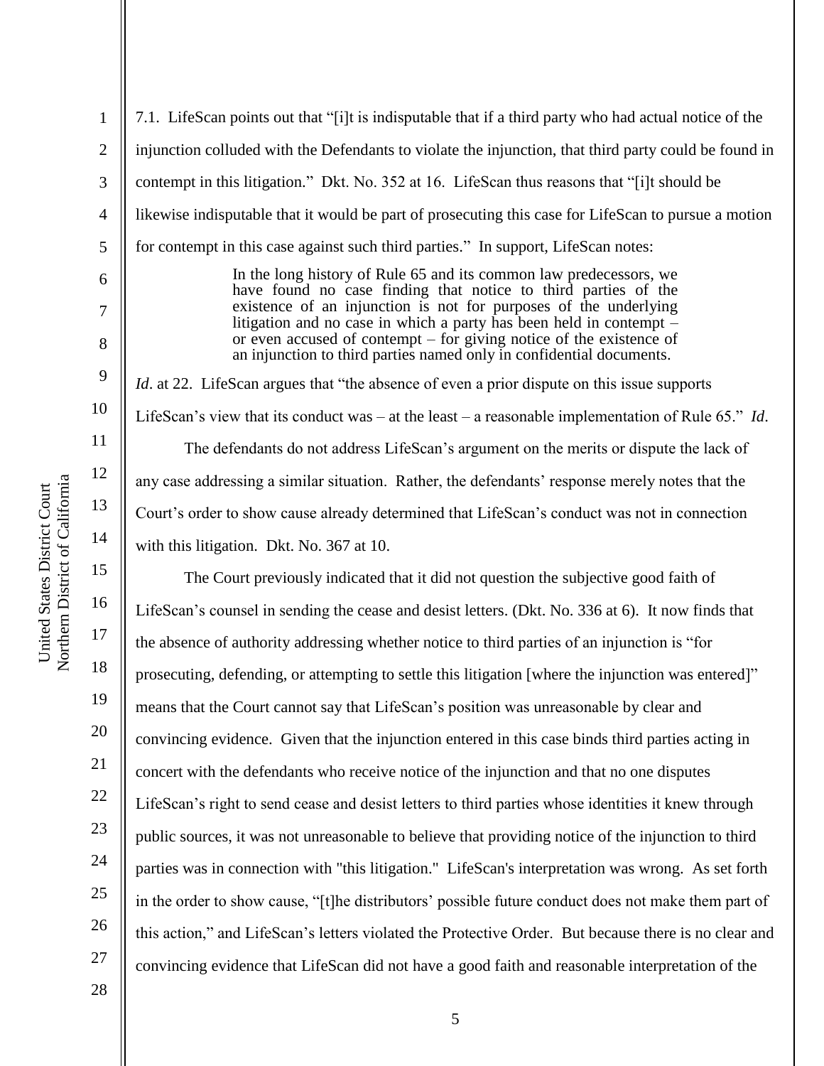7.1. LifeScan points out that "[i]t is indisputable that if a third party who had actual notice of the injunction colluded with the Defendants to violate the injunction, that third party could be found in contempt in this litigation." Dkt. No. 352 at 16. LifeScan thus reasons that "[i]t should be likewise indisputable that it would be part of prosecuting this case for LifeScan to pursue a motion for contempt in this case against such third parties." In support, LifeScan notes:

> In the long history of Rule 65 and its common law predecessors, we have found no case finding that notice to third parties of the existence of an injunction is not for purposes of the underlying litigation and no case in which a party has been held in contempt – or even accused of contempt – for giving notice of the existence of an injunction to third parties named only in confidential documents.

*Id*. at 22. LifeScan argues that "the absence of even a prior dispute on this issue supports LifeScan's view that its conduct was – at the least – a reasonable implementation of Rule 65." *Id*.

The defendants do not address LifeScan's argument on the merits or dispute the lack of any case addressing a similar situation. Rather, the defendants' response merely notes that the Court's order to show cause already determined that LifeScan's conduct was not in connection with this litigation. Dkt. No. 367 at 10.

The Court previously indicated that it did not question the subjective good faith of LifeScan's counsel in sending the cease and desist letters. (Dkt. No. 336 at 6). It now finds that the absence of authority addressing whether notice to third parties of an injunction is "for prosecuting, defending, or attempting to settle this litigation [where the injunction was entered]" means that the Court cannot say that LifeScan's position was unreasonable by clear and convincing evidence. Given that the injunction entered in this case binds third parties acting in concert with the defendants who receive notice of the injunction and that no one disputes LifeScan's right to send cease and desist letters to third parties whose identities it knew through public sources, it was not unreasonable to believe that providing notice of the injunction to third parties was in connection with "this litigation." LifeScan's interpretation was wrong. As set forth in the order to show cause, "[t]he distributors' possible future conduct does not make them part of this action," and LifeScan's letters violated the Protective Order. But because there is no clear and convincing evidence that LifeScan did not have a good faith and reasonable interpretation of the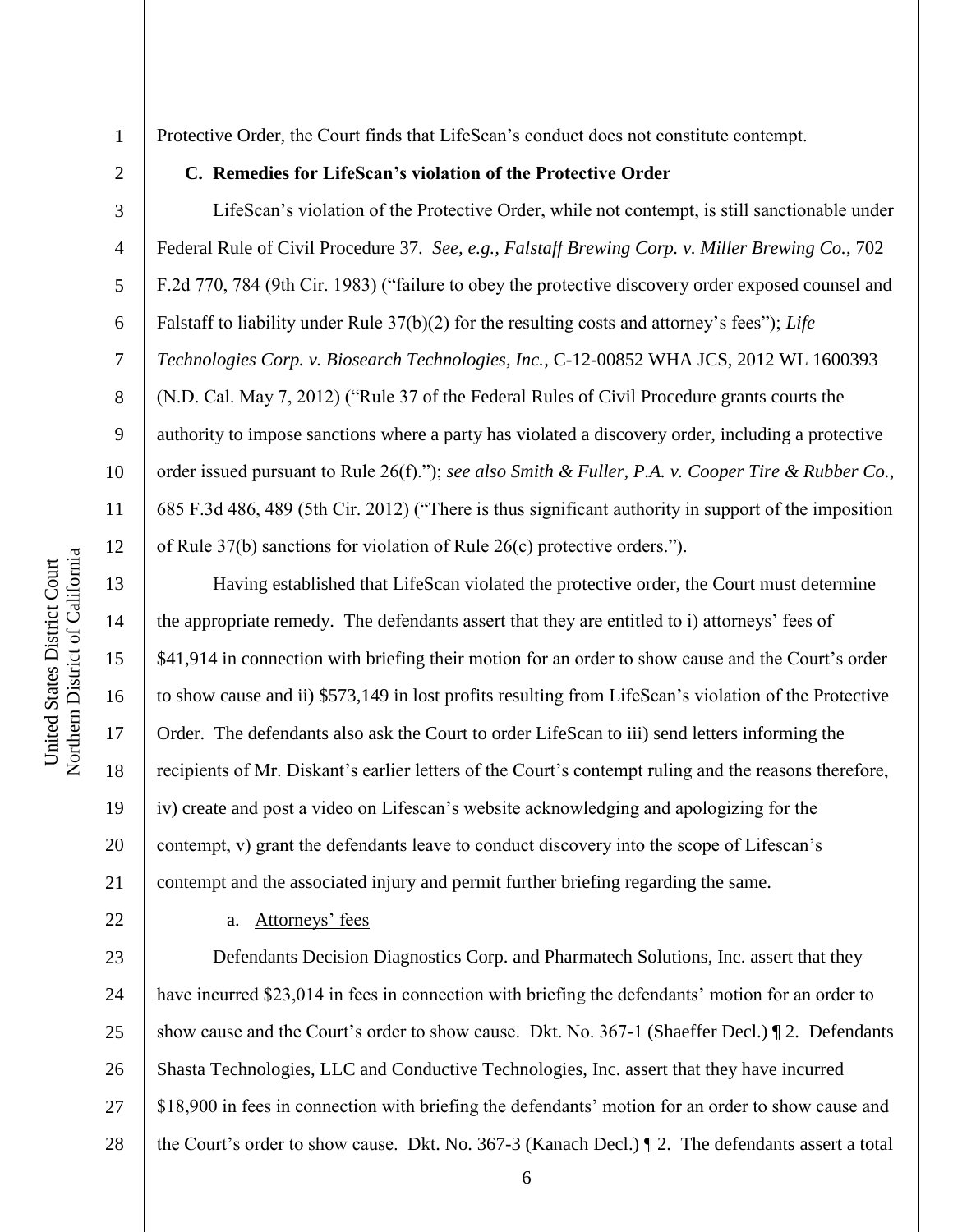Protective Order, the Court finds that LifeScan's conduct does not constitute contempt.

**C. Remedies for LifeScan's violation of the Protective Order**

LifeScan's violation of the Protective Order, while not contempt, is still sanctionable under Federal Rule of Civil Procedure 37. *See, e.g., Falstaff Brewing Corp. v. Miller Brewing Co.*, 702 F.2d 770, 784 (9th Cir. 1983) ("failure to obey the protective discovery order exposed counsel and Falstaff to liability under Rule 37(b)(2) for the resulting costs and attorney's fees"); *Life Technologies Corp. v. Biosearch Technologies, Inc.*, C-12-00852 WHA JCS, 2012 WL 1600393 (N.D. Cal. May 7, 2012) ("Rule 37 of the Federal Rules of Civil Procedure grants courts the authority to impose sanctions where a party has violated a discovery order, including a protective order issued pursuant to Rule 26(f)."); *see also Smith & Fuller, P.A. v. Cooper Tire & Rubber Co.*, 685 F.3d 486, 489 (5th Cir. 2012) ("There is thus significant authority in support of the imposition of Rule 37(b) sanctions for violation of Rule 26(c) protective orders.").

Having established that LifeScan violated the protective order, the Court must determine the appropriate remedy. The defendants assert that they are entitled to i) attorneys' fees of $41,914 in connection with briefing their motion for an order to show cause and the Court's order to show cause and ii) $573,149 in lost profits resulting from LifeScan's violation of the Protective Order. The defendants also ask the Court to order LifeScan to iii) send letters informing the recipients of Mr. Diskant's earlier letters of the Court's contempt ruling and the reasons therefore, iv) create and post a video on Lifescan's website acknowledging and apologizing for the contempt, v) grant the defendants leave to conduct discovery into the scope of Lifescan's contempt and the associated injury and permit further briefing regarding the same.

a. Attorneys' fees

Defendants Decision Diagnostics Corp. and Pharmatech Solutions, Inc. assert that they have incurred $23,014 in fees in connection with briefing the defendants' motion for an order to show cause and the Court's order to show cause. Dkt. No. 367-1 (Shaeffer Decl.) ¶ 2. Defendants Shasta Technologies, LLC and Conductive Technologies, Inc. assert that they have incurred $18,900 in fees in connection with briefing the defendants' motion for an order to show cause and the Court's order to show cause. Dkt. No. 367-3 (Kanach Decl.) ¶ 2. The defendants assert a total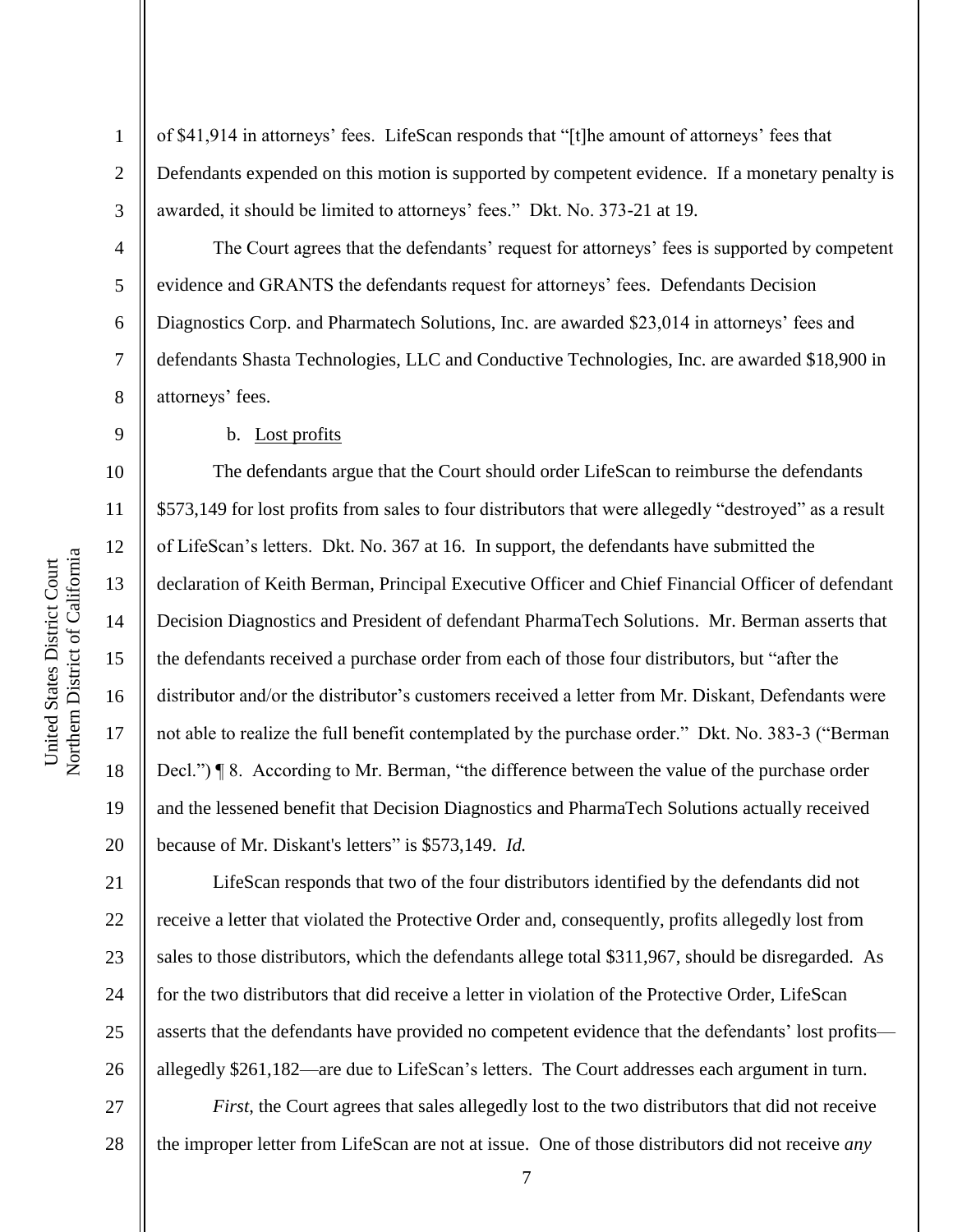of $41,914 in attorneys' fees. LifeScan responds that "[t]he amount of attorneys' fees that Defendants expended on this motion is supported by competent evidence. If a monetary penalty is awarded, it should be limited to attorneys' fees." Dkt. No. 373-21 at 19.

The Court agrees that the defendants' request for attorneys' fees is supported by competent evidence and GRANTS the defendants request for attorneys' fees. Defendants Decision Diagnostics Corp. and Pharmatech Solutions, Inc. are awarded $23,014 in attorneys' fees and defendants Shasta Technologies, LLC and Conductive Technologies, Inc. are awarded $18,900 in attorneys' fees.

b. Lost profits

The defendants argue that the Court should order LifeScan to reimburse the defendants $573,149 for lost profits from sales to four distributors that were allegedly "destroyed" as a result of LifeScan's letters. Dkt. No. 367 at 16. In support, the defendants have submitted the declaration of Keith Berman, Principal Executive Officer and Chief Financial Officer of defendant Decision Diagnostics and President of defendant PharmaTech Solutions. Mr. Berman asserts that the defendants received a purchase order from each of those four distributors, but "after the distributor and/or the distributor's customers received a letter from Mr. Diskant, Defendants were not able to realize the full benefit contemplated by the purchase order." Dkt. No. 383-3 ("Berman Decl.") ¶ 8. According to Mr. Berman, "the difference between the value of the purchase order and the lessened benefit that Decision Diagnostics and PharmaTech Solutions actually received because of Mr. Diskant's letters" is $573,149. *Id.*

LifeScan responds that two of the four distributors identified by the defendants did not receive a letter that violated the Protective Order and, consequently, profits allegedly lost from sales to those distributors, which the defendants allege total $311,967, should be disregarded. As for the two distributors that did receive a letter in violation of the Protective Order, LifeScan asserts that the defendants have provided no competent evidence that the defendants' lost profits—allegedly $261,182—are due to LifeScan's letters. The Court addresses each argument in turn.

*First*, the Court agrees that sales allegedly lost to the two distributors that did not receive the improper letter from LifeScan are not at issue. One of those distributors did not receive *any*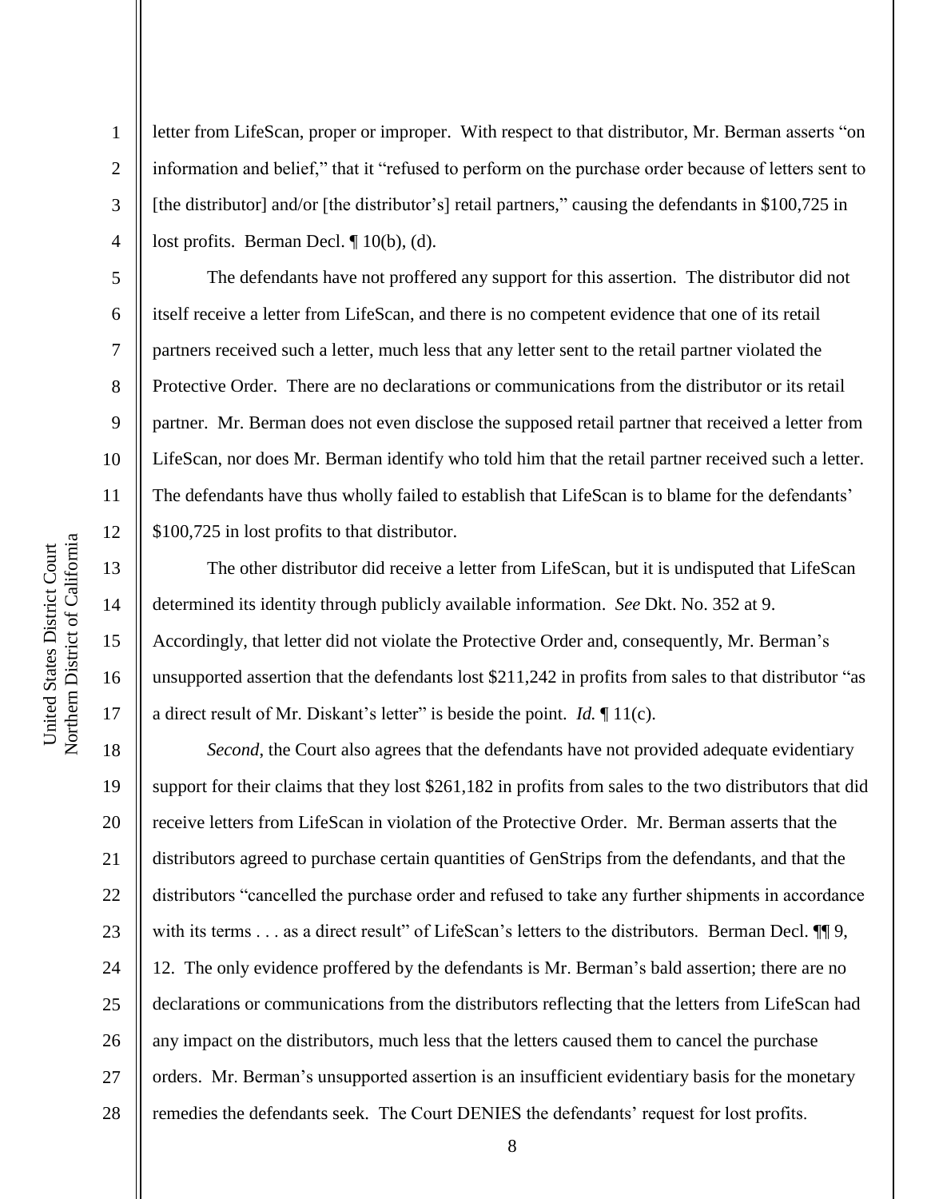letter from LifeScan, proper or improper. With respect to that distributor, Mr. Berman asserts "on information and belief," that it "refused to perform on the purchase order because of letters sent to [the distributor] and/or [the distributor's] retail partners," causing the defendants in $100,725 in lost profits. Berman Decl. ¶ 10(b), (d).

The defendants have not proffered any support for this assertion. The distributor did not itself receive a letter from LifeScan, and there is no competent evidence that one of its retail partners received such a letter, much less that any letter sent to the retail partner violated the Protective Order. There are no declarations or communications from the distributor or its retail partner. Mr. Berman does not even disclose the supposed retail partner that received a letter from LifeScan, nor does Mr. Berman identify who told him that the retail partner received such a letter. The defendants have thus wholly failed to establish that LifeScan is to blame for the defendants' $100,725 in lost profits to that distributor.

The other distributor did receive a letter from LifeScan, but it is undisputed that LifeScan determined its identity through publicly available information. *See* Dkt. No. 352 at 9. Accordingly, that letter did not violate the Protective Order and, consequently, Mr. Berman's unsupported assertion that the defendants lost $211,242 in profits from sales to that distributor "as a direct result of Mr. Diskant's letter" is beside the point. *Id.* ¶ 11(c).

*Second*, the Court also agrees that the defendants have not provided adequate evidentiary support for their claims that they lost $261,182 in profits from sales to the two distributors that did receive letters from LifeScan in violation of the Protective Order. Mr. Berman asserts that the distributors agreed to purchase certain quantities of GenStrips from the defendants, and that the distributors "cancelled the purchase order and refused to take any further shipments in accordance with its terms . . . as a direct result" of LifeScan's letters to the distributors. Berman Decl. ¶¶ 9, 12. The only evidence proffered by the defendants is Mr. Berman's bald assertion; there are no declarations or communications from the distributors reflecting that the letters from LifeScan had any impact on the distributors, much less that the letters caused them to cancel the purchase orders. Mr. Berman's unsupported assertion is an insufficient evidentiary basis for the monetary remedies the defendants seek. The Court DENIES the defendants' request for lost profits.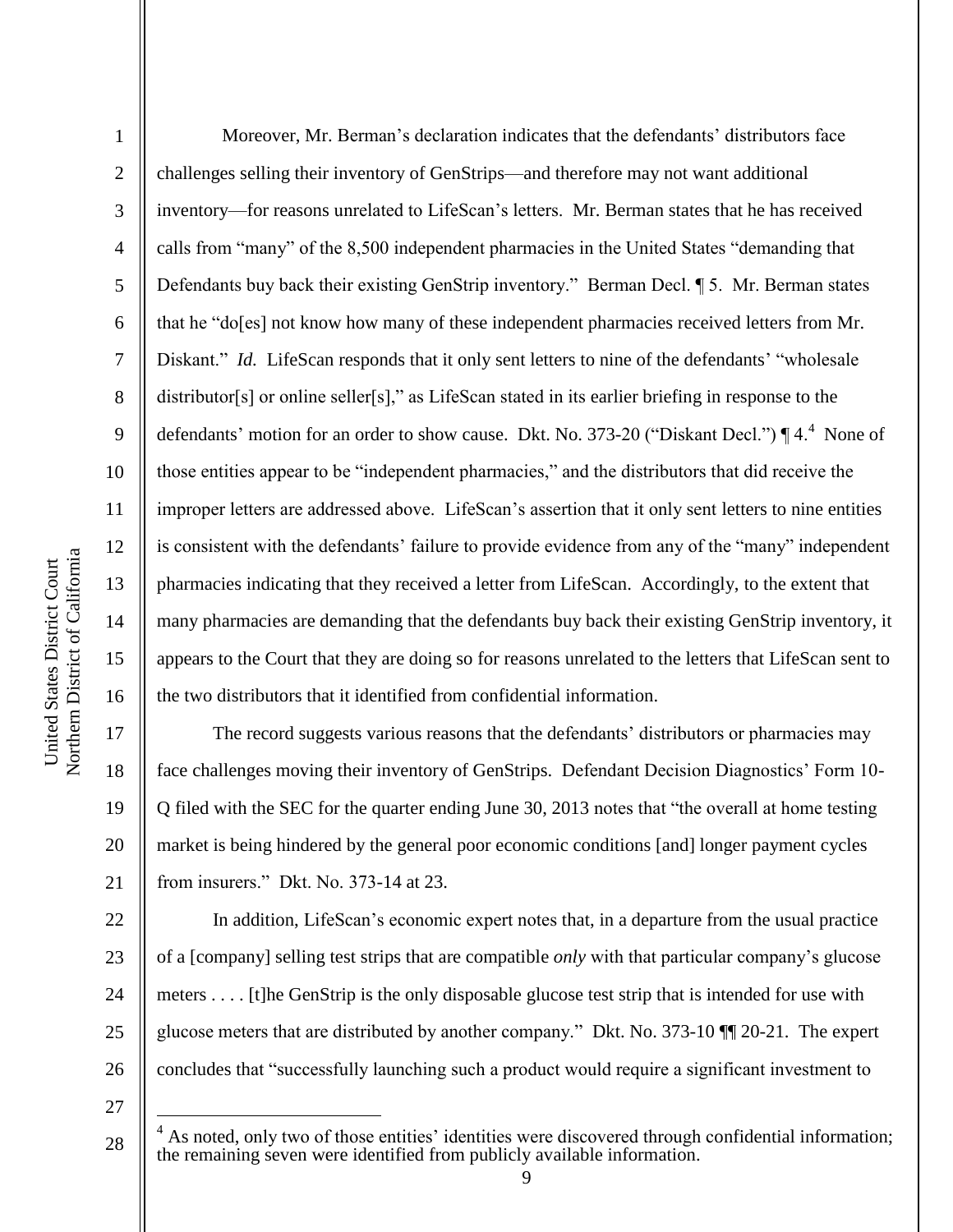Moreover, Mr. Berman's declaration indicates that the defendants' distributors face challenges selling their inventory of GenStrips—and therefore may not want additional inventory—for reasons unrelated to LifeScan's letters. Mr. Berman states that he has received calls from "many" of the 8,500 independent pharmacies in the United States "demanding that Defendants buy back their existing GenStrip inventory." Berman Decl. ¶ 5. Mr. Berman states that he "do[es] not know how many of these independent pharmacies received letters from Mr. Diskant." *Id.* LifeScan responds that it only sent letters to nine of the defendants' "wholesale distributor[s] or online seller[s]," as LifeScan stated in its earlier briefing in response to the defendants' motion for an order to show cause. Dkt. No. 373-20 ("Diskant Decl.") ¶ 4.[4] None of those entities appear to be "independent pharmacies," and the distributors that did receive the improper letters are addressed above. LifeScan's assertion that it only sent letters to nine entities is consistent with the defendants' failure to provide evidence from any of the "many" independent pharmacies indicating that they received a letter from LifeScan. Accordingly, to the extent that many pharmacies are demanding that the defendants buy back their existing GenStrip inventory, it appears to the Court that they are doing so for reasons unrelated to the letters that LifeScan sent to the two distributors that it identified from confidential information.

The record suggests various reasons that the defendants' distributors or pharmacies may face challenges moving their inventory of GenStrips. Defendant Decision Diagnostics' Form 10-Q filed with the SEC for the quarter ending June 30, 2013 notes that "the overall at home testing market is being hindered by the general poor economic conditions [and] longer payment cycles from insurers." Dkt. No. 373-14 at 23.

In addition, LifeScan's economic expert notes that, in a departure from the usual practice of a [company] selling test strips that are compatible *only* with that particular company's glucose meters . . . . [t]he GenStrip is the only disposable glucose test strip that is intended for use with glucose meters that are distributed by another company." Dkt. No. 373-10 ¶¶ 20-21. The expert concludes that "successfully launching such a product would require a significant investment to

---

[4] As noted, only two of those entities' identities were discovered through confidential information; the remaining seven were identified from publicly available information.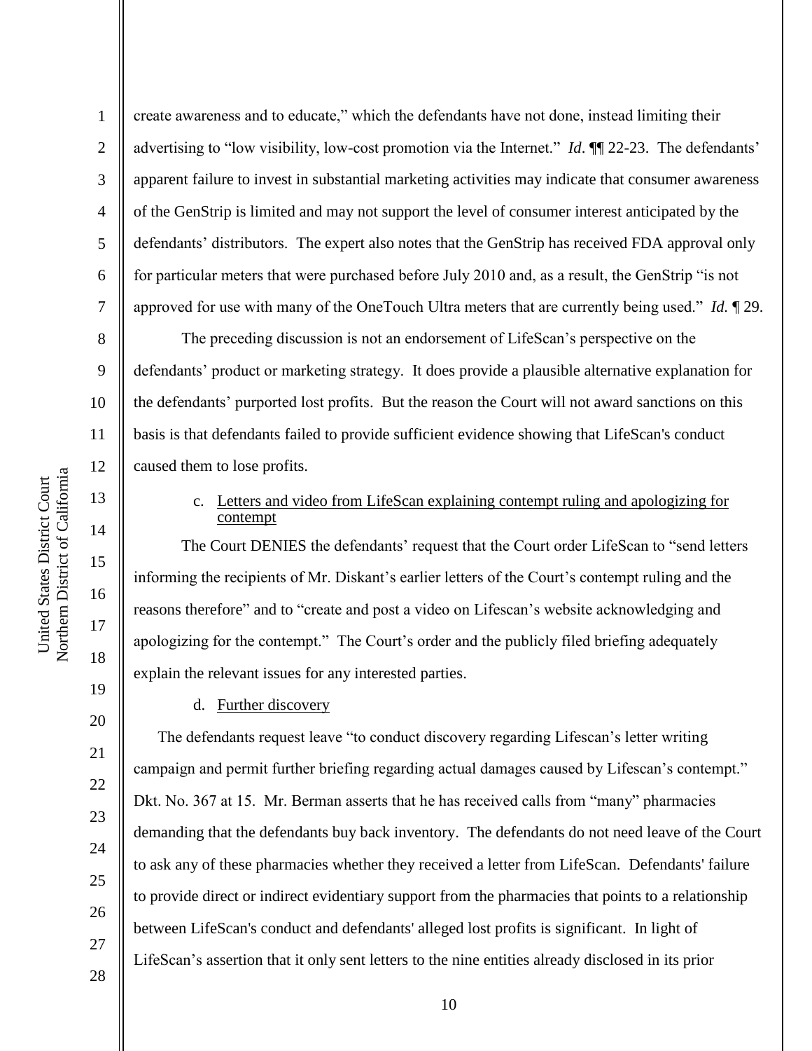create awareness and to educate," which the defendants have not done, instead limiting their advertising to "low visibility, low-cost promotion via the Internet." *Id*. ¶¶ 22-23. The defendants' apparent failure to invest in substantial marketing activities may indicate that consumer awareness of the GenStrip is limited and may not support the level of consumer interest anticipated by the defendants' distributors. The expert also notes that the GenStrip has received FDA approval only for particular meters that were purchased before July 2010 and, as a result, the GenStrip "is not approved for use with many of the OneTouch Ultra meters that are currently being used." *Id.* ¶ 29.

The preceding discussion is not an endorsement of LifeScan's perspective on the defendants' product or marketing strategy. It does provide a plausible alternative explanation for the defendants' purported lost profits. But the reason the Court will not award sanctions on this basis is that defendants failed to provide sufficient evidence showing that LifeScan's conduct caused them to lose profits.

c. Letters and video from LifeScan explaining contempt ruling and apologizing for contempt

The Court DENIES the defendants' request that the Court order LifeScan to "send letters informing the recipients of Mr. Diskant's earlier letters of the Court's contempt ruling and the reasons therefore" and to "create and post a video on Lifescan's website acknowledging and apologizing for the contempt." The Court's order and the publicly filed briefing adequately explain the relevant issues for any interested parties.

d. Further discovery

The defendants request leave "to conduct discovery regarding Lifescan's letter writing campaign and permit further briefing regarding actual damages caused by Lifescan's contempt." Dkt. No. 367 at 15. Mr. Berman asserts that he has received calls from "many" pharmacies demanding that the defendants buy back inventory. The defendants do not need leave of the Court to ask any of these pharmacies whether they received a letter from LifeScan. Defendants' failure to provide direct or indirect evidentiary support from the pharmacies that points to a relationship between LifeScan's conduct and defendants' alleged lost profits is significant. In light of LifeScan's assertion that it only sent letters to the nine entities already disclosed in its prior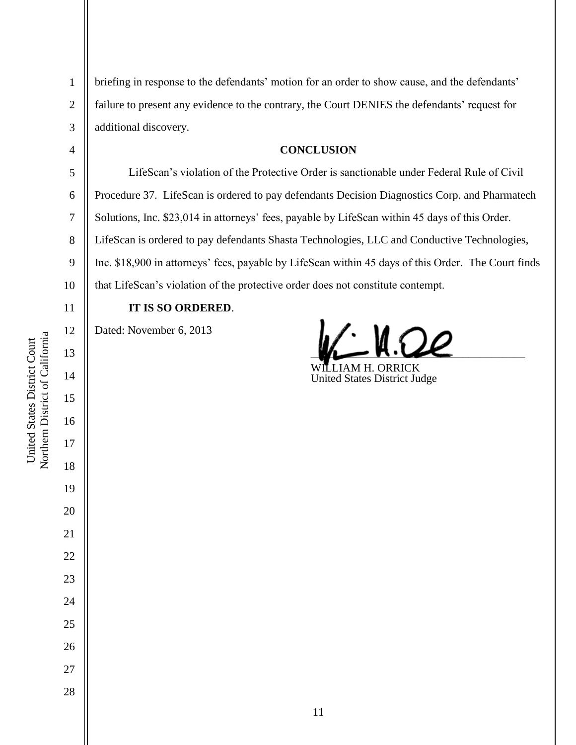briefing in response to the defendants' motion for an order to show cause, and the defendants' failure to present any evidence to the contrary, the Court DENIES the defendants' request for additional discovery.

## CONCLUSION

LifeScan's violation of the Protective Order is sanctionable under Federal Rule of Civil Procedure 37. LifeScan is ordered to pay defendants Decision Diagnostics Corp. and Pharmatech Solutions, Inc. $23,014 in attorneys' fees, payable by LifeScan within 45 days of this Order. LifeScan is ordered to pay defendants Shasta Technologies, LLC and Conductive Technologies, Inc. $18,900 in attorneys' fees, payable by LifeScan within 45 days of this Order. The Court finds that LifeScan's violation of the protective order does not constitute contempt.

**IT IS SO ORDERED**.

Dated: November 6, 2013

WILLIAM H. ORRICK
United States District Judge